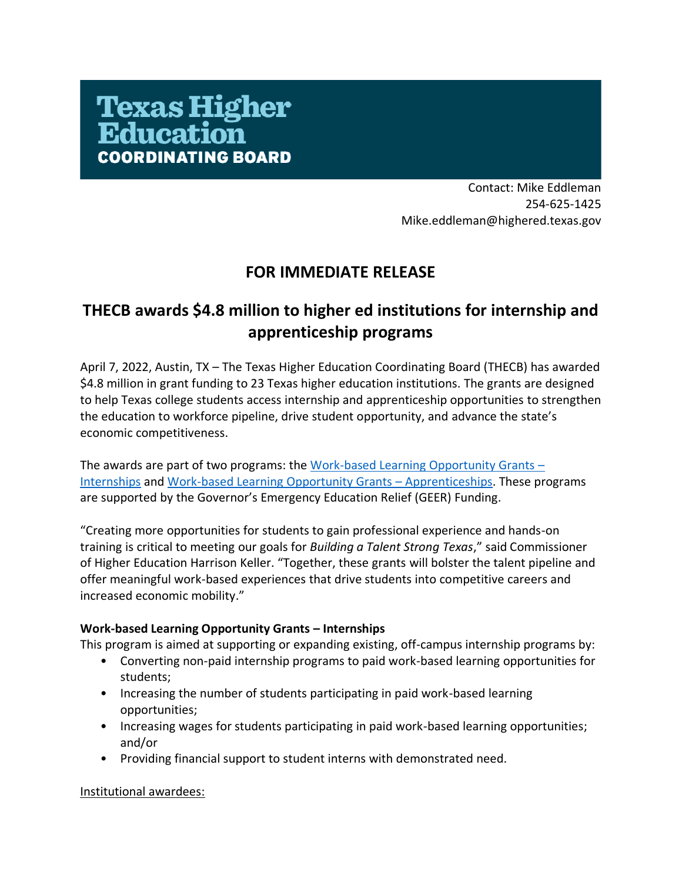**Texas Higher Education COORDINATING BOARD**

Contact: Mike Eddleman
254-625-1425
Mike.eddleman@highered.texas.gov

## FOR IMMEDIATE RELEASE

# THECB awards $4.8 million to higher ed institutions for internship and apprenticeship programs

April 7, 2022, Austin, TX – The Texas Higher Education Coordinating Board (THECB) has awarded $4.8 million in grant funding to 23 Texas higher education institutions. The grants are designed to help Texas college students access internship and apprenticeship opportunities to strengthen the education to workforce pipeline, drive student opportunity, and advance the state's economic competitiveness.

The awards are part of two programs: the Work-based Learning Opportunity Grants – Internships and Work-based Learning Opportunity Grants – Apprenticeships. These programs are supported by the Governor's Emergency Education Relief (GEER) Funding.

"Creating more opportunities for students to gain professional experience and hands-on training is critical to meeting our goals for *Building a Talent Strong Texas*," said Commissioner of Higher Education Harrison Keller. "Together, these grants will bolster the talent pipeline and offer meaningful work-based experiences that drive students into competitive careers and increased economic mobility."

**Work-based Learning Opportunity Grants – Internships**

This program is aimed at supporting or expanding existing, off-campus internship programs by:

- Converting non-paid internship programs to paid work-based learning opportunities for students;
- Increasing the number of students participating in paid work-based learning opportunities;
- Increasing wages for students participating in paid work-based learning opportunities; and/or
- Providing financial support to student interns with demonstrated need.

Institutional awardees: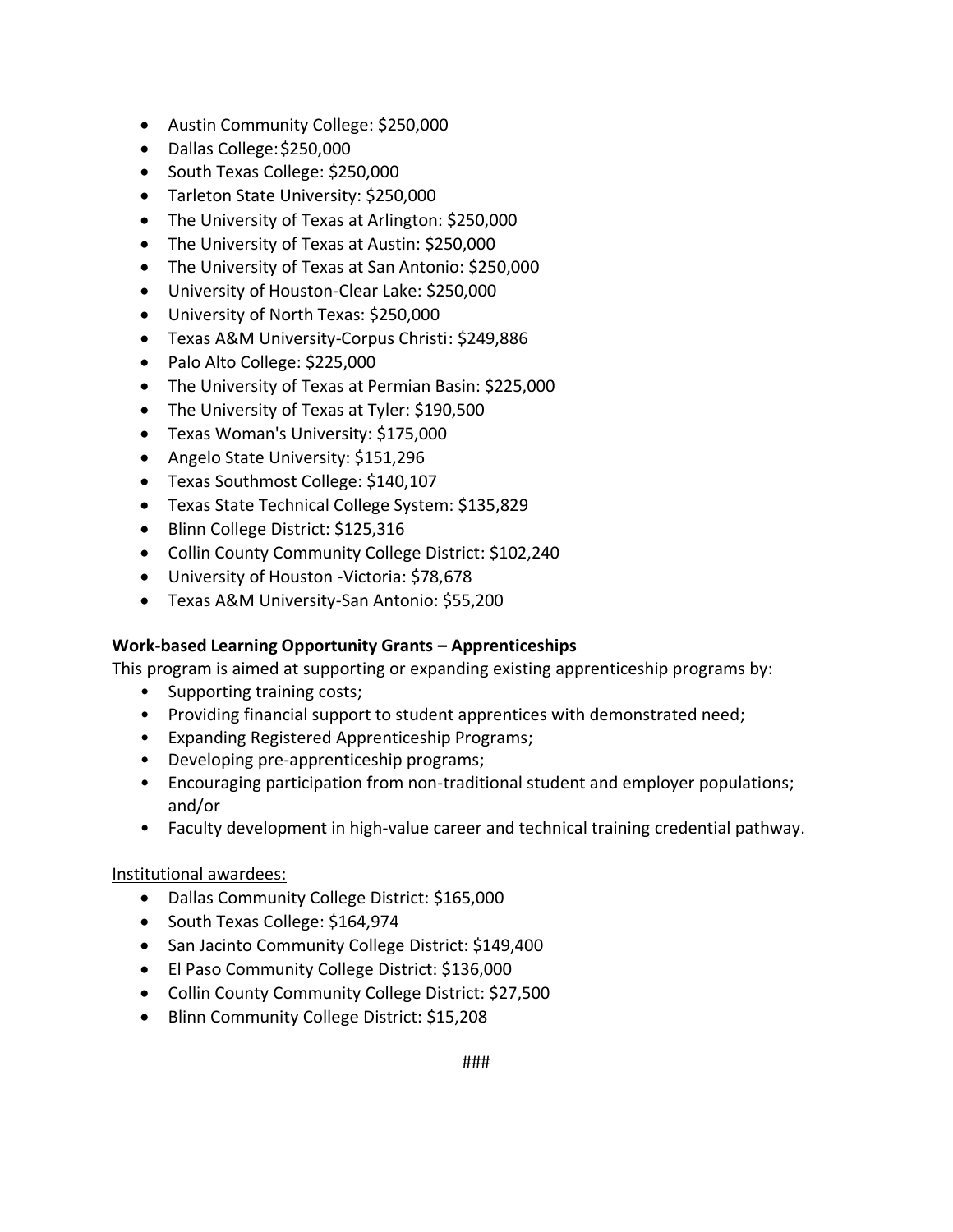- Austin Community College: $250,000
- Dallas College: $250,000
- South Texas College: $250,000
- Tarleton State University: $250,000
- The University of Texas at Arlington: $250,000
- The University of Texas at Austin: $250,000
- The University of Texas at San Antonio: $250,000
- University of Houston-Clear Lake: $250,000
- University of North Texas: $250,000
- Texas A&M University-Corpus Christi: $249,886
- Palo Alto College: $225,000
- The University of Texas at Permian Basin: $225,000
- The University of Texas at Tyler: $190,500
- Texas Woman's University: $175,000
- Angelo State University: $151,296
- Texas Southmost College: $140,107
- Texas State Technical College System: $135,829
- Blinn College District: $125,316
- Collin County Community College District: $102,240
- University of Houston -Victoria: $78,678
- Texas A&M University-San Antonio: $55,200

**Work-based Learning Opportunity Grants – Apprenticeships**

This program is aimed at supporting or expanding existing apprenticeship programs by:

- Supporting training costs;
- Providing financial support to student apprentices with demonstrated need;
- Expanding Registered Apprenticeship Programs;
- Developing pre-apprenticeship programs;
- Encouraging participation from non-traditional student and employer populations; and/or
- Faculty development in high-value career and technical training credential pathway.

<u>Institutional awardees:</u>

- Dallas Community College District: $165,000
- South Texas College: $164,974
- San Jacinto Community College District: $149,400
- El Paso Community College District: $136,000
- Collin County Community College District: $27,500
- Blinn Community College District: $15,208

###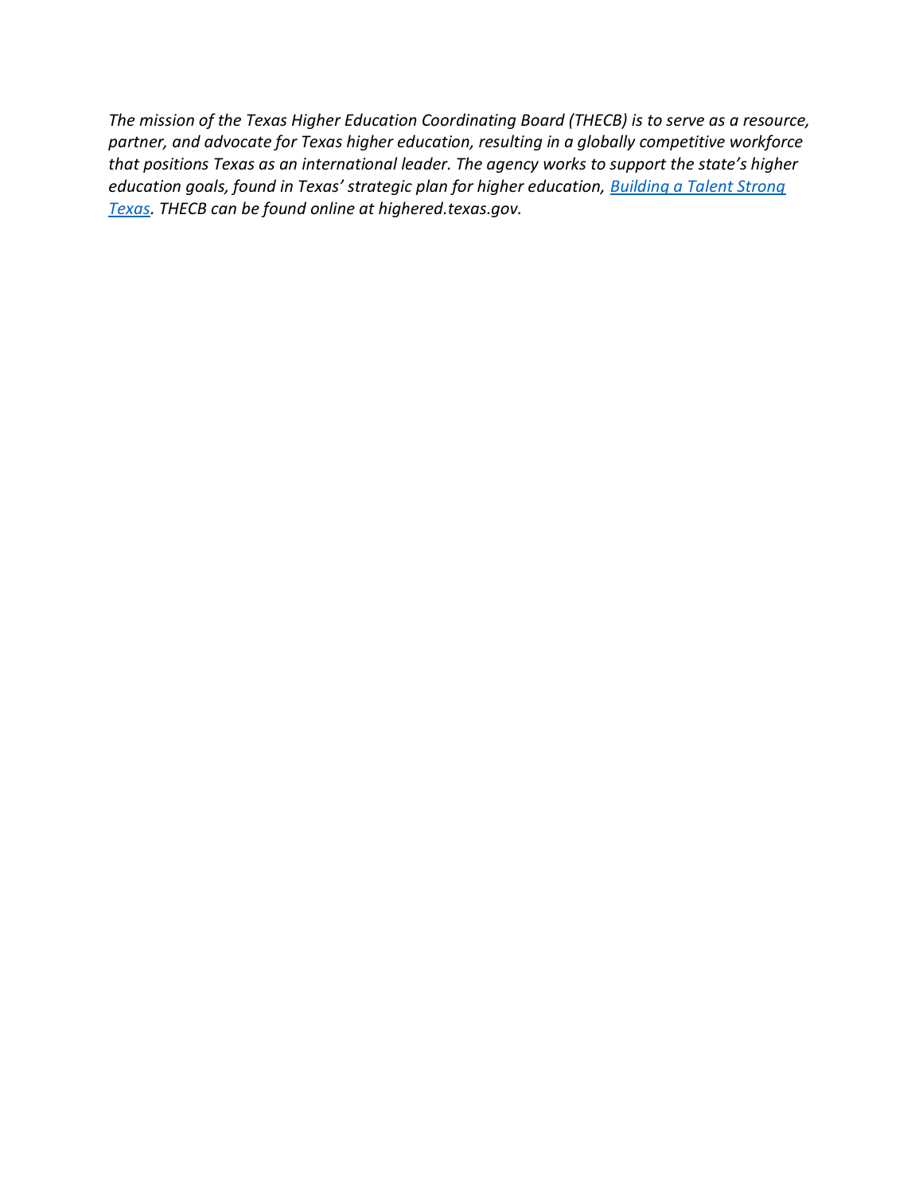*The mission of the Texas Higher Education Coordinating Board (THECB) is to serve as a resource, partner, and advocate for Texas higher education, resulting in a globally competitive workforce that positions Texas as an international leader. The agency works to support the state's higher education goals, found in Texas' strategic plan for higher education, [Building a Talent Strong Texas](). THECB can be found online at highered.texas.gov.*